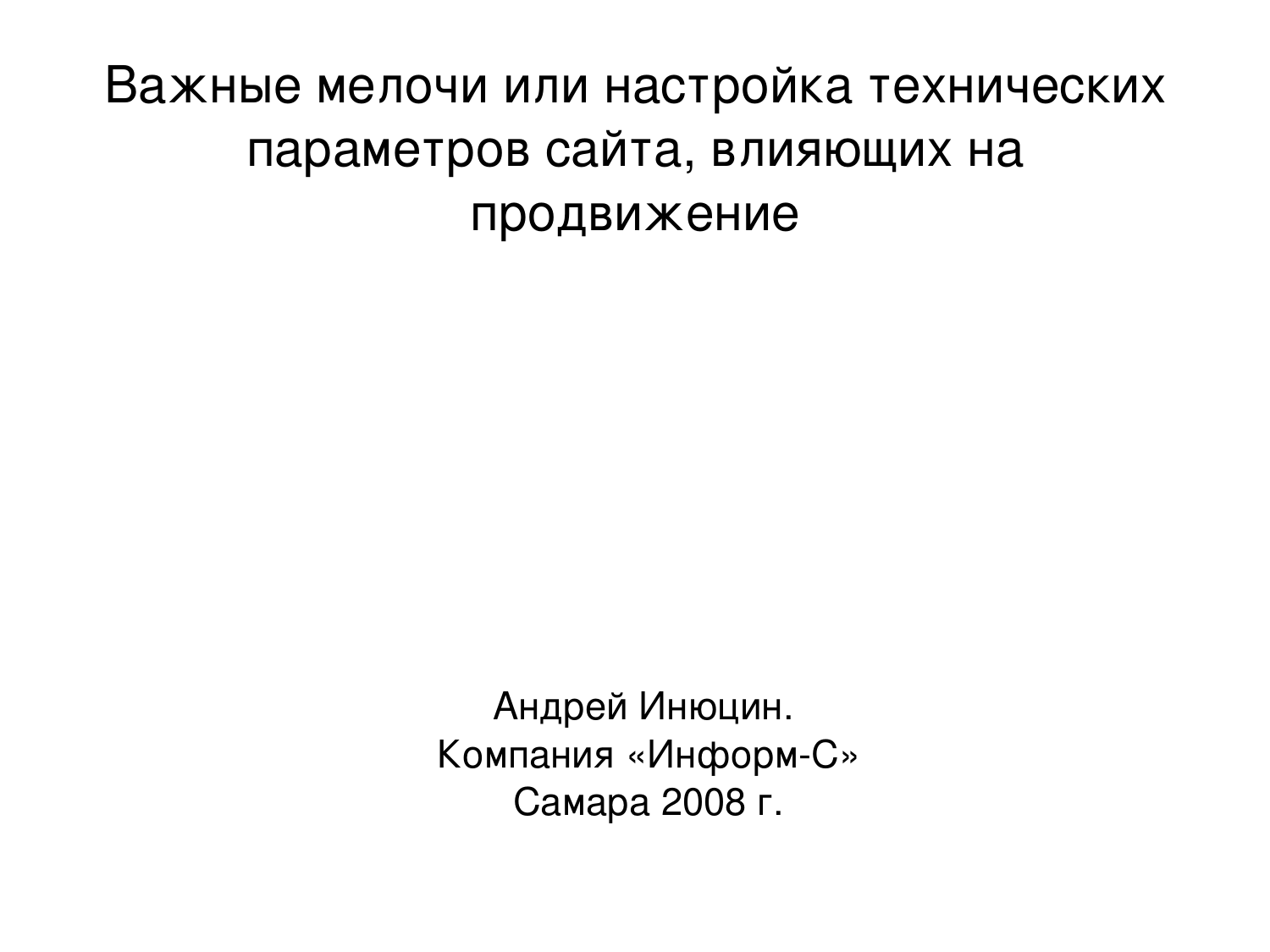# Важные мелочи или настройка технических параметров сайта, влияющих на продвижение

Андрей Инюцин.
Компания «Информ-С»
Самара 2008 г.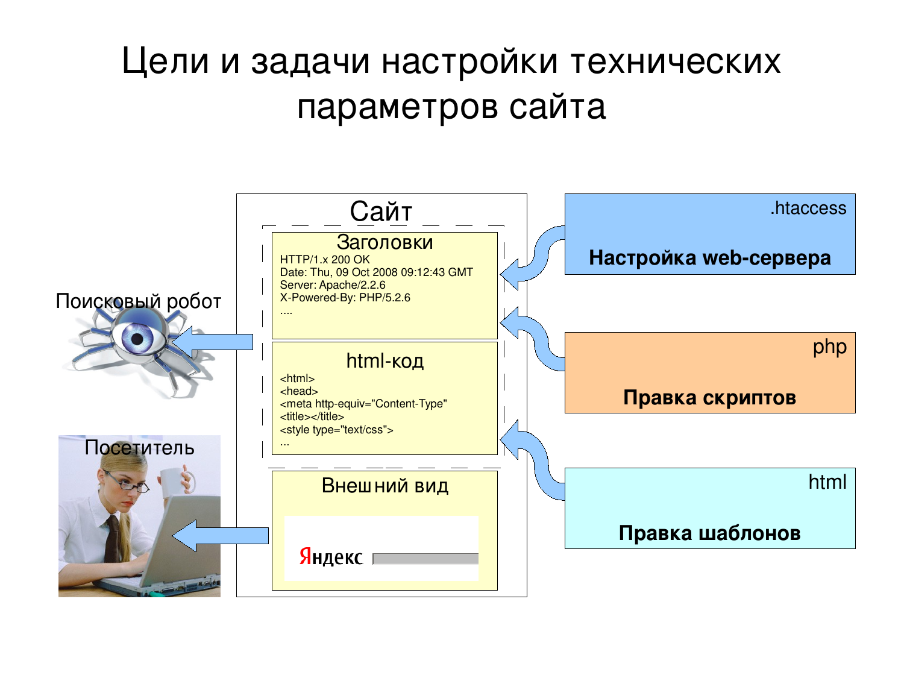# Цели и задачи настройки технических параметров сайта

**Сайт**

**Заголовки**

```
HTTP/1.x 200 OK
Date: Thu, 09 Oct 2008 09:12:43 GMT
Server: Apache/2.2.6
X-Powered-By: PHP/5.2.6
....
```

**html-код**

```
<html>
<head>
<meta http-equiv="Content-Type"
<title></title>
<style type="text/css">
...
```

**Внешний вид**

Яндекс

Поисковый робот

Посетитель

.htaccess — **Настройка web-сервера**

php — **Правка скриптов**

html — **Правка шаблонов**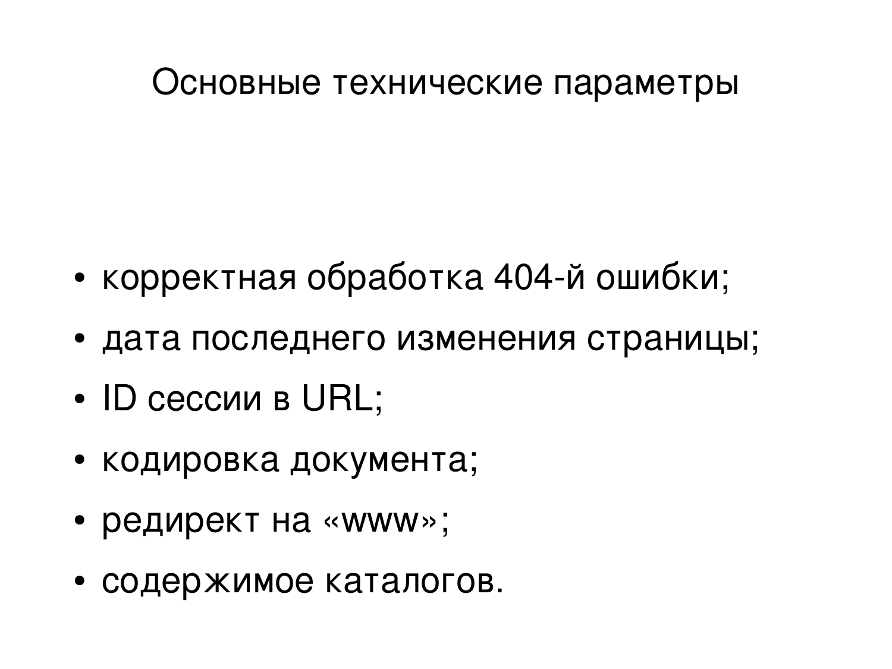# Основные технические параметры

- корректная обработка 404-й ошибки;
- дата последнего изменения страницы;
- ID сессии в URL;
- кодировка документа;
- редирект на «www»;
- содержимое каталогов.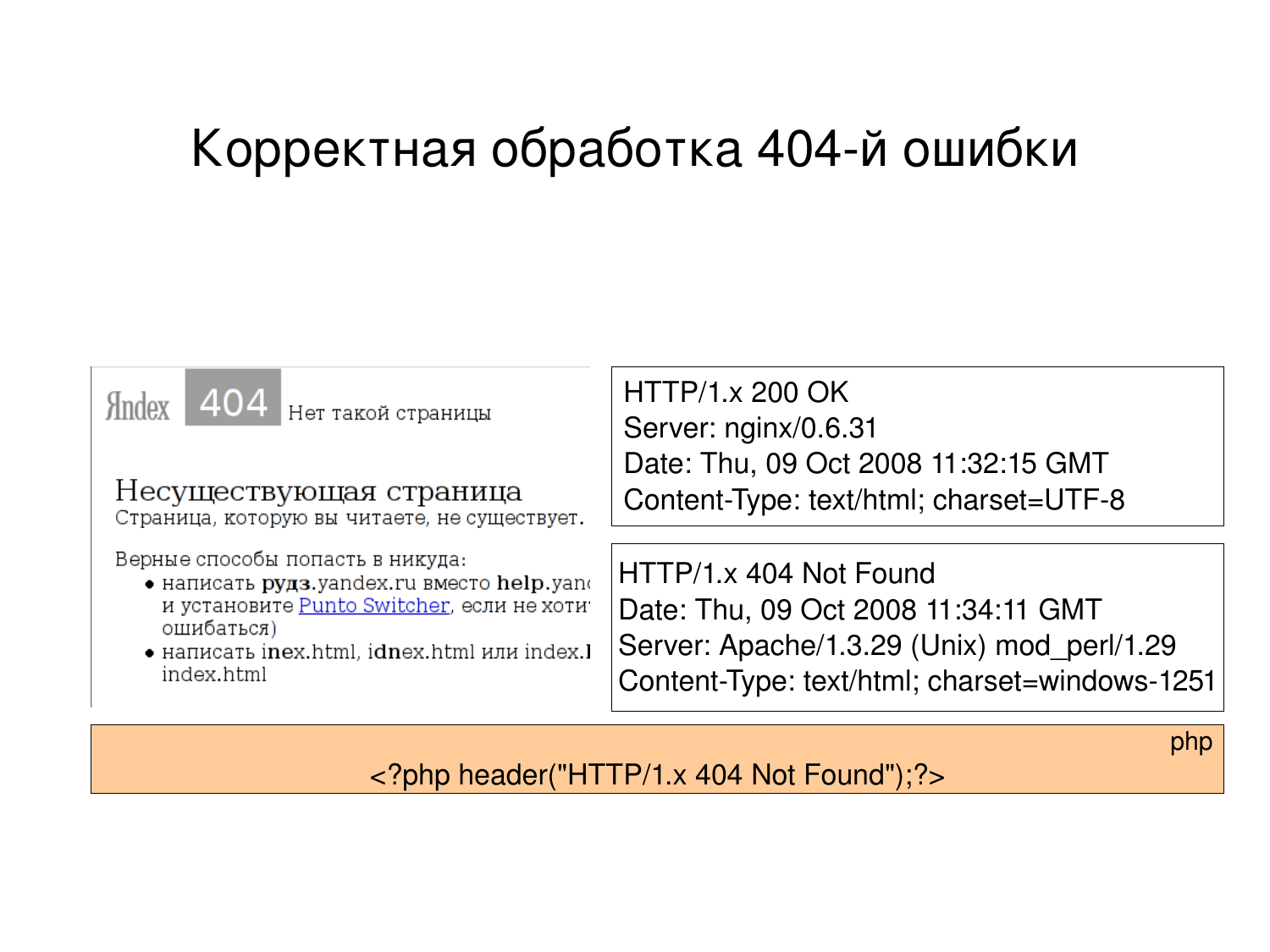# Корректная обработка 404-й ошибки

Яndex 404 Нет такой страницы

Несуществующая страница

Страница, которую вы читаете, не существует.

Верные способы попасть в никуда:

- написать **рудз**.yandex.ru вместо **help**.yand и установите Punto Switcher, если не хоти ошибаться)
- написать i**ne**x.html, i**dn**ex.html или index.h index.html

```
HTTP/1.x 200 OK
Server: nginx/0.6.31
Date: Thu, 09 Oct 2008 11:32:15 GMT
Content-Type: text/html; charset=UTF-8
```

```
HTTP/1.x 404 Not Found
Date: Thu, 09 Oct 2008 11:34:11 GMT
Server: Apache/1.3.29 (Unix) mod_perl/1.29
Content-Type: text/html; charset=windows-1251
```

php

```php
<?php header("HTTP/1.x 404 Not Found");?>
```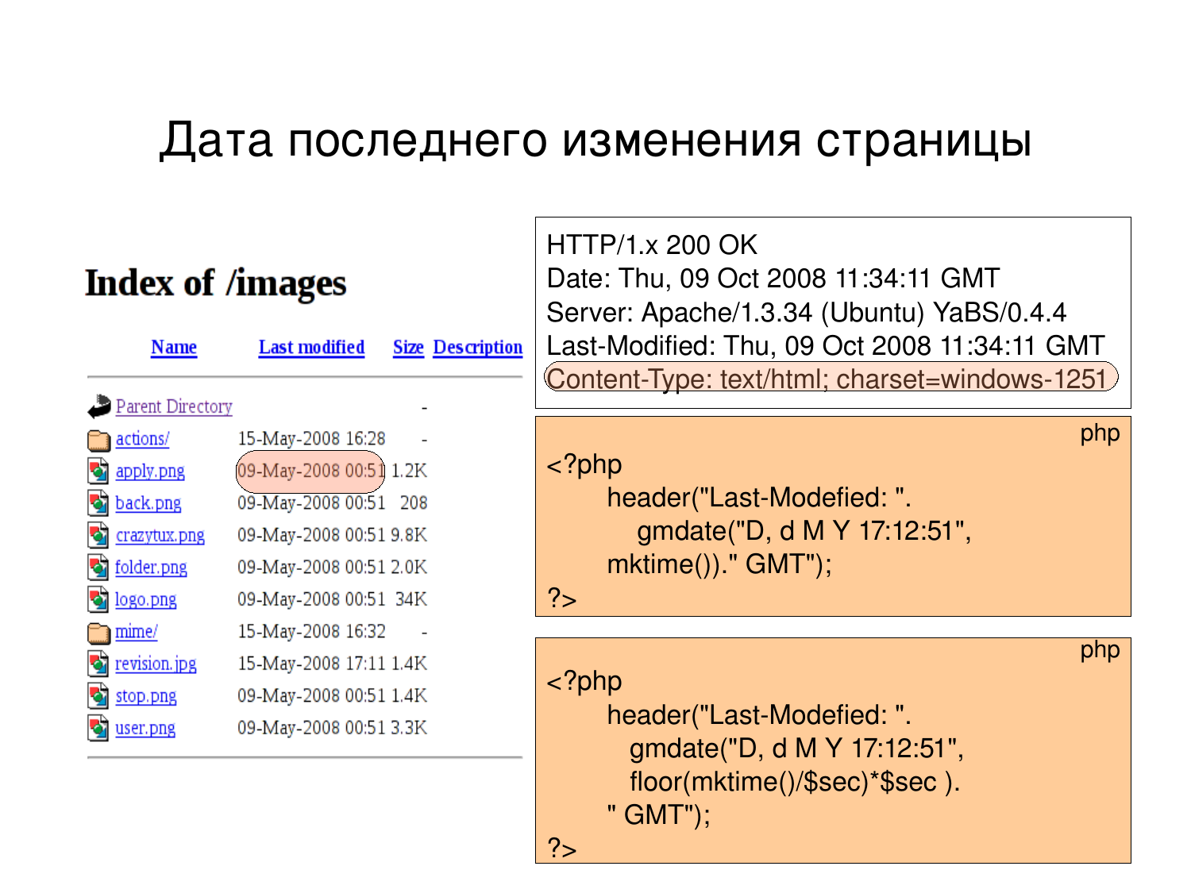# Дата последнего изменения страницы

## Index of /images

| Name | Last modified | Size | Description |
|---|---|---|---|
| Parent Directory | | - | |
| actions/ | 15-May-2008 16:28 | - | |
| apply.png | 09-May-2008 00:51 | 1.2K | |
| back.png | 09-May-2008 00:51 | 208 | |
| crazytux.png | 09-May-2008 00:51 | 9.8K | |
| folder.png | 09-May-2008 00:51 | 2.0K | |
| logo.png | 09-May-2008 00:51 | 34K | |
| mime/ | 15-May-2008 16:32 | - | |
| revision.jpg | 15-May-2008 17:11 | 1.4K | |
| stop.png | 09-May-2008 00:51 | 1.4K | |
| user.png | 09-May-2008 00:51 | 3.3K | |

```
HTTP/1.x 200 OK
Date: Thu, 09 Oct 2008 11:34:11 GMT
Server: Apache/1.3.34 (Ubuntu) YaBS/0.4.4
Last-Modified: Thu, 09 Oct 2008 11:34:11 GMT
Content-Type: text/html; charset=windows-1251
```

php

```php
<?php
    header("Last-Modefied: ".
       gmdate("D, d M Y 17:12:51",
    mktime())." GMT");
?>
```

php

```php
<?php
    header("Last-Modefied: ".
      gmdate("D, d M Y 17:12:51",
      floor(mktime()/$sec)*$sec ).
    " GMT");
?>
```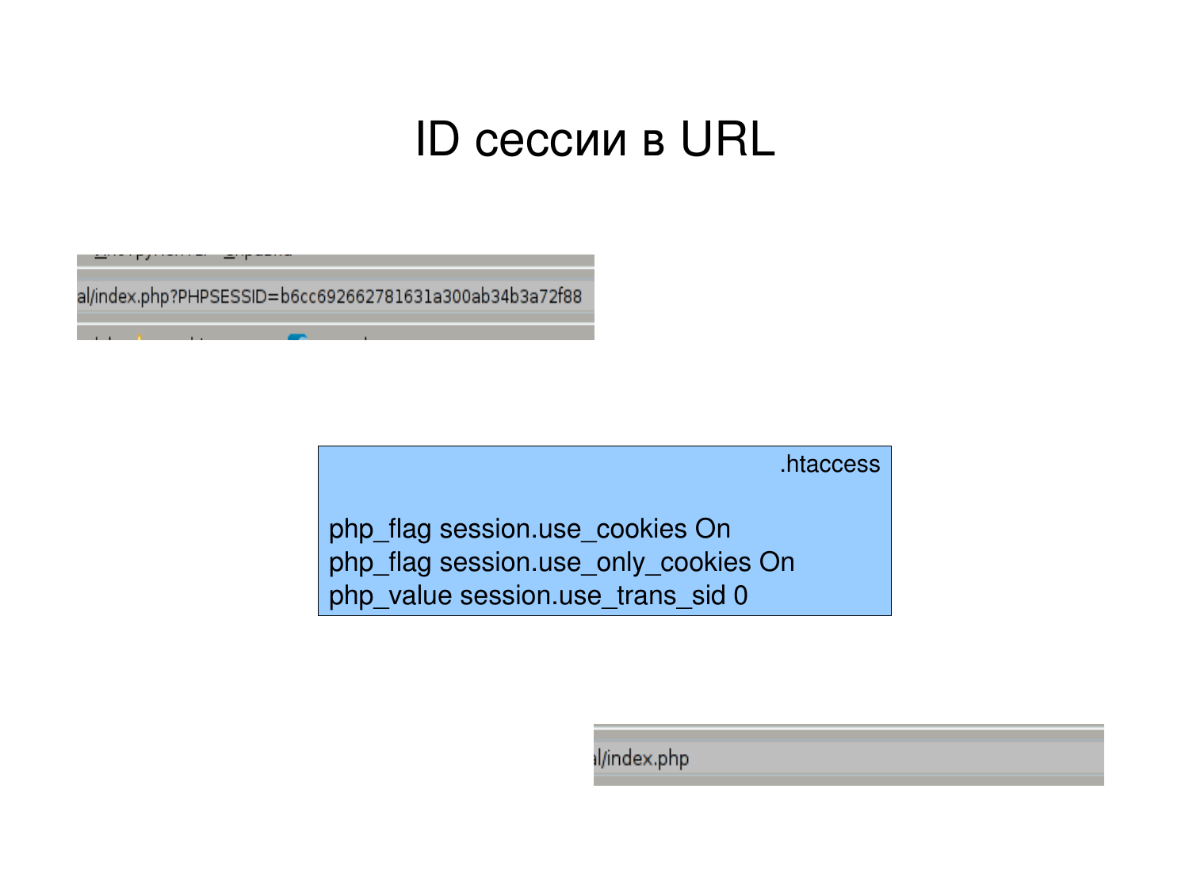# ID сессии в URL

al/index.php?PHPSESSID=b6cc692662781631a300ab34b3a72f88

.htaccess

```
php_flag session.use_cookies On
php_flag session.use_only_cookies On
php_value session.use_trans_sid 0
```

l/index.php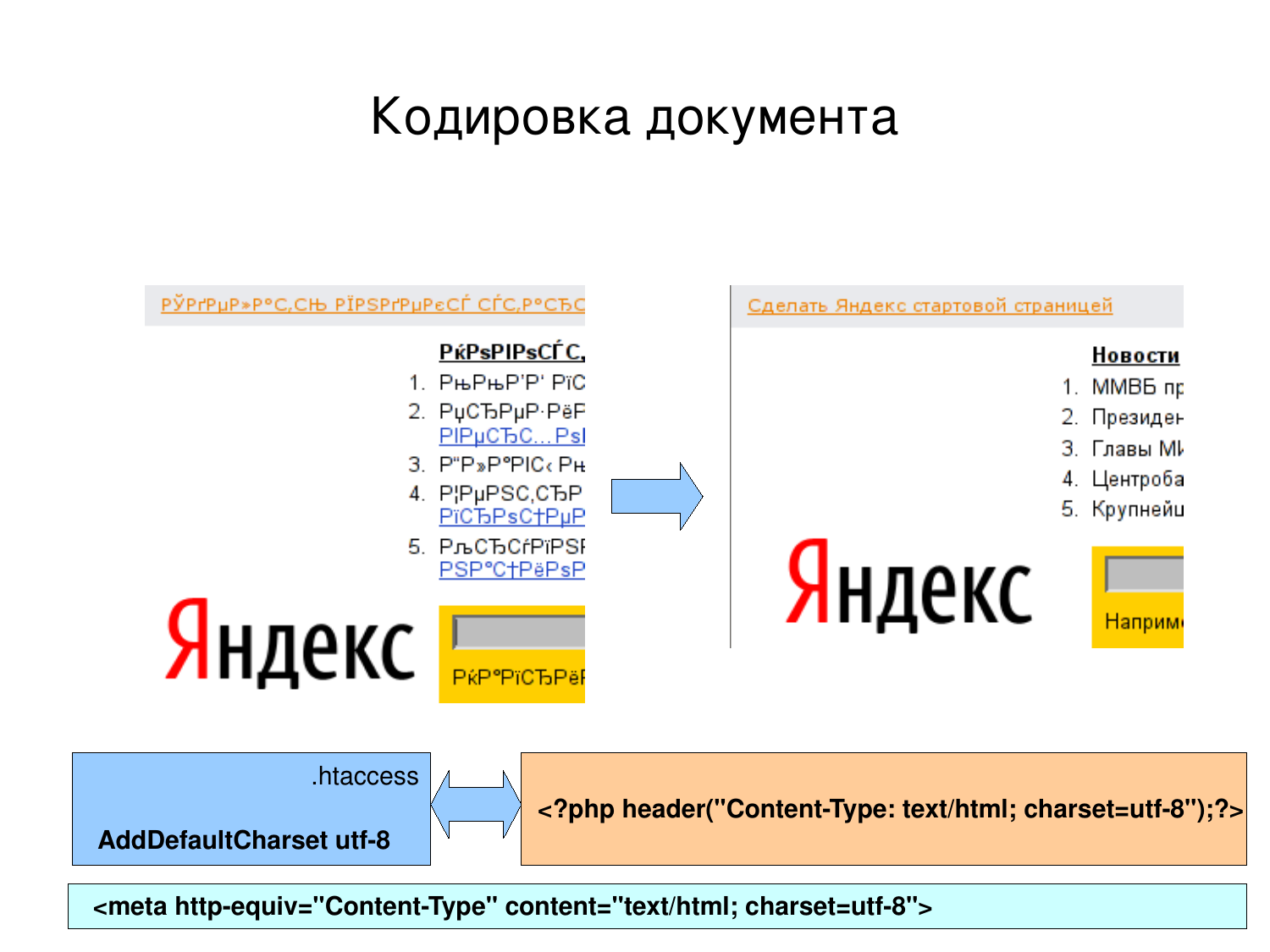# Кодировка документа

.htaccess

**AddDefaultCharset utf-8**

```
<?php header("Content-Type: text/html; charset=utf-8");?>
```

```
<meta http-equiv="Content-Type" content="text/html; charset=utf-8">
```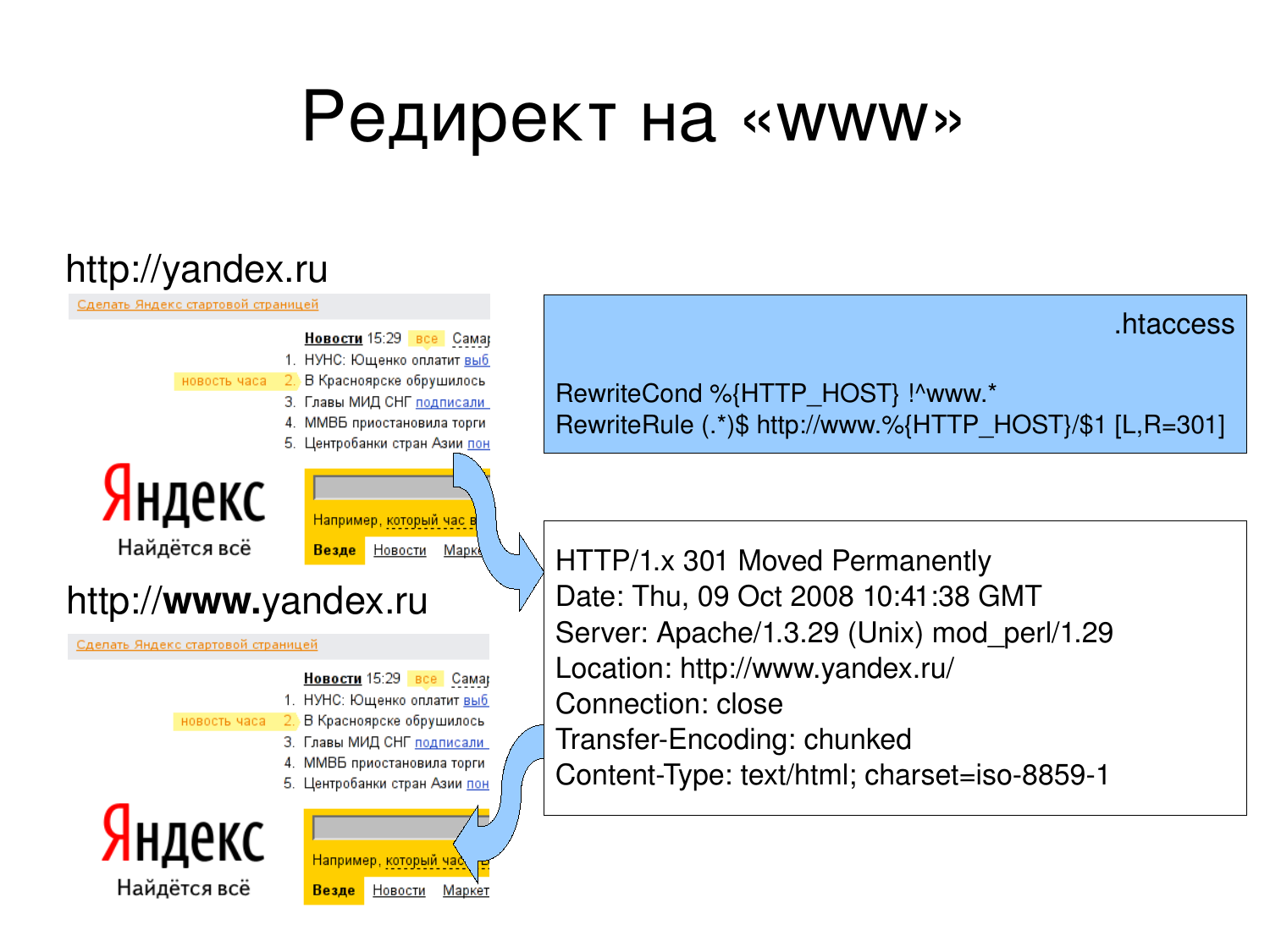# Редирект на «www»

http://yandex.ru

http://**www.**yandex.ru

.htaccess

```
RewriteCond %{HTTP_HOST} !^www.*
RewriteRule (.*)$ http://www.%{HTTP_HOST}/$1 [L,R=301]
```

```
HTTP/1.x 301 Moved Permanently
Date: Thu, 09 Oct 2008 10:41:38 GMT
Server: Apache/1.3.29 (Unix) mod_perl/1.29
Location: http://www.yandex.ru/
Connection: close
Transfer-Encoding: chunked
Content-Type: text/html; charset=iso-8859-1
```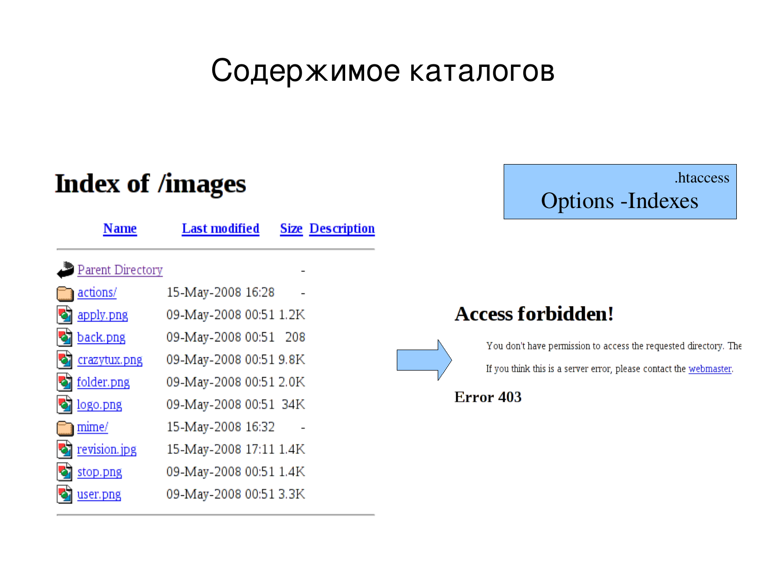# Содержимое каталогов

## Index of /images

| Name | Last modified | Size | Description |
|---|---|---|---|
| Parent Directory | | - | |
| actions/ | 15-May-2008 16:28 | - | |
| apply.png | 09-May-2008 00:51 | 1.2K | |
| back.png | 09-May-2008 00:51 | 208 | |
| crazytux.png | 09-May-2008 00:51 | 9.8K | |
| folder.png | 09-May-2008 00:51 | 2.0K | |
| logo.png | 09-May-2008 00:51 | 34K | |
| mime/ | 15-May-2008 16:32 | - | |
| revision.jpg | 15-May-2008 17:11 | 1.4K | |
| stop.png | 09-May-2008 00:51 | 1.4K | |
| user.png | 09-May-2008 00:51 | 3.3K | |

.htaccess

```
Options -Indexes
```

**Access forbidden!**

You don't have permission to access the requested directory. The

If you think this is a server error, please contact the webmaster.

**Error 403**